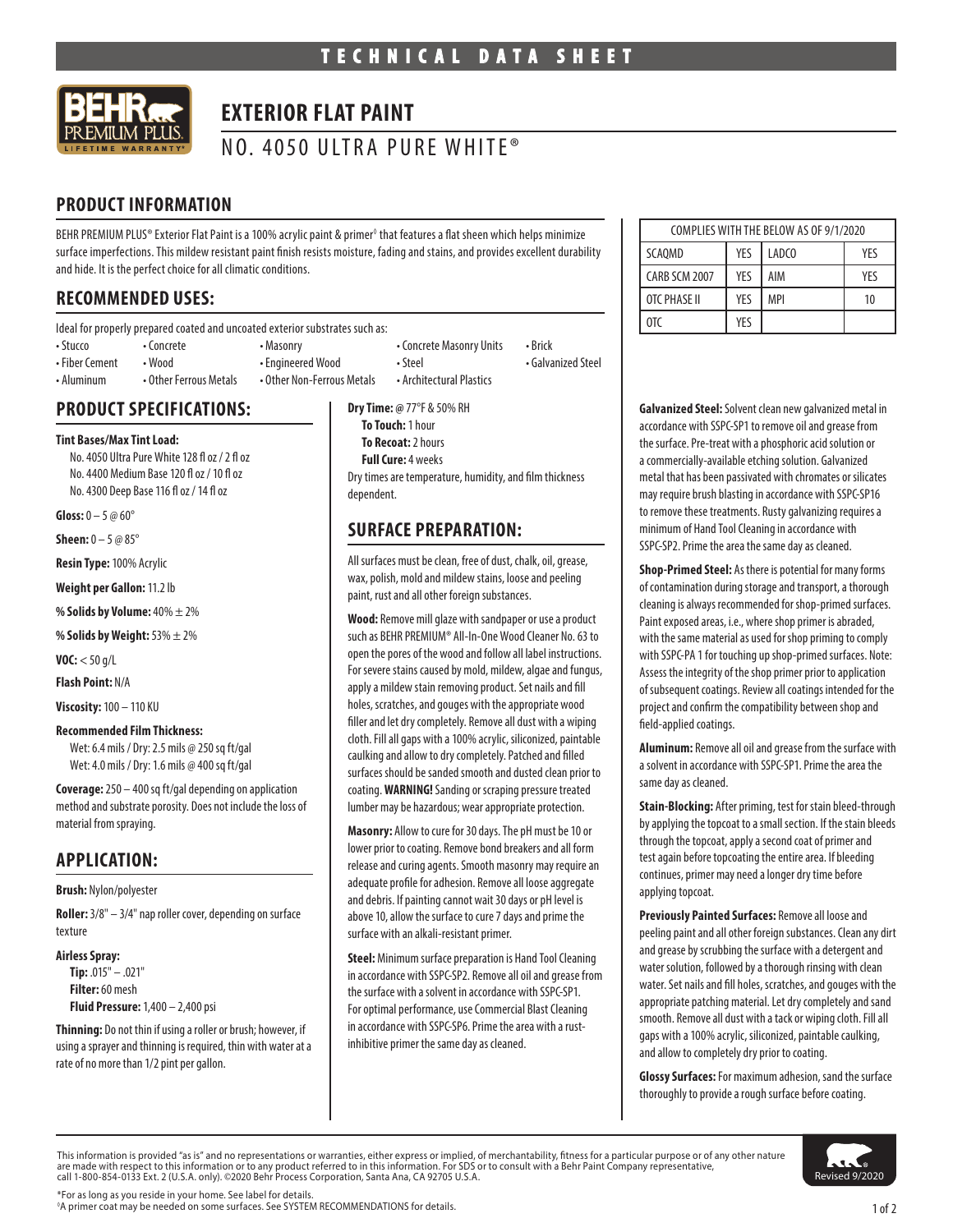TECHNICAL DATA SHEET

# EXTERIOR FLAT PAINT

## NO. 4050 ULTRA PURE WHITE®

## PRODUCT INFORMATION

BEHR PREMIUM PLUS® Exterior Flat Paint is a 100% acrylic paint & primer◊ that features a flat sheen which helps minimize surface imperfections. This mildew resistant paint finish resists moisture, fading and stains, and provides excellent durability and hide. It is the perfect choice for all climatic conditions.

| COMPLIES WITH THE BELOW AS OF 9/1/2020 | | | |
|---|---|---|---|
| SCAQMD | YES | LADCO | YES |
| CARB SCM 2007 | YES | AIM | YES |
| OTC PHASE II | YES | MPI | 10 |
| OTC | YES | | |

## RECOMMENDED USES:

Ideal for properly prepared coated and uncoated exterior substrates such as:

- Stucco
- Concrete
- Masonry
- Concrete Masonry Units
- Brick
- Fiber Cement
- Wood
- Engineered Wood
- Steel
- Galvanized Steel
- Aluminum
- Other Ferrous Metals
- Other Non-Ferrous Metals
- Architectural Plastics

## PRODUCT SPECIFICATIONS:

**Tint Bases/Max Tint Load:**
No. 4050 Ultra Pure White 128 fl oz / 2 fl oz
No. 4400 Medium Base 120 fl oz / 10 fl oz
No. 4300 Deep Base 116 fl oz / 14 fl oz

**Gloss:** 0 – 5 @ 60°

**Sheen:** 0 – 5 @ 85°

**Resin Type:** 100% Acrylic

**Weight per Gallon:** 11.2 lb

**% Solids by Volume:** 40% ± 2%

**% Solids by Weight:** 53% ± 2%

**VOC:** < 50 g/L

**Flash Point:** N/A

**Viscosity:** 100 – 110 KU

**Recommended Film Thickness:**
Wet: 6.4 mils / Dry: 2.5 mils @ 250 sq ft/gal
Wet: 4.0 mils / Dry: 1.6 mils @ 400 sq ft/gal

**Coverage:** 250 – 400 sq ft/gal depending on application method and substrate porosity. Does not include the loss of material from spraying.

## APPLICATION:

**Brush:** Nylon/polyester

**Roller:** 3/8" – 3/4" nap roller cover, depending on surface texture

**Airless Spray:**
**Tip:** .015" – .021"
**Filter:** 60 mesh
**Fluid Pressure:** 1,400 – 2,400 psi

**Thinning:** Do not thin if using a roller or brush; however, if using a sprayer and thinning is required, thin with water at a rate of no more than 1/2 pint per gallon.

**Dry Time:** @ 77°F & 50% RH
**To Touch:** 1 hour
**To Recoat:** 2 hours
**Full Cure:** 4 weeks
Dry times are temperature, humidity, and film thickness dependent.

## SURFACE PREPARATION:

All surfaces must be clean, free of dust, chalk, oil, grease, wax, polish, mold and mildew stains, loose and peeling paint, rust and all other foreign substances.

**Wood:** Remove mill glaze with sandpaper or use a product such as BEHR PREMIUM® All-In-One Wood Cleaner No. 63 to open the pores of the wood and follow all label instructions. For severe stains caused by mold, mildew, algae and fungus, apply a mildew stain removing product. Set nails and fill holes, scratches, and gouges with the appropriate wood filler and let dry completely. Remove all dust with a wiping cloth. Fill all gaps with a 100% acrylic, siliconized, paintable caulking and allow to dry completely. Patched and filled surfaces should be sanded smooth and dusted clean prior to coating. **WARNING!** Sanding or scraping pressure treated lumber may be hazardous; wear appropriate protection.

**Masonry:** Allow to cure for 30 days. The pH must be 10 or lower prior to coating. Remove bond breakers and all form release and curing agents. Smooth masonry may require an adequate profile for adhesion. Remove all loose aggregate and debris. If painting cannot wait 30 days or pH level is above 10, allow the surface to cure 7 days and prime the surface with an alkali-resistant primer.

**Steel:** Minimum surface preparation is Hand Tool Cleaning in accordance with SSPC-SP2. Remove all oil and grease from the surface with a solvent in accordance with SSPC-SP1. For optimal performance, use Commercial Blast Cleaning in accordance with SSPC-SP6. Prime the area with a rust-inhibitive primer the same day as cleaned.

**Galvanized Steel:** Solvent clean new galvanized metal in accordance with SSPC-SP1 to remove oil and grease from the surface. Pre-treat with a phosphoric acid solution or a commercially-available etching solution. Galvanized metal that has been passivated with chromates or silicates may require brush blasting in accordance with SSPC-SP16 to remove these treatments. Rusty galvanizing requires a minimum of Hand Tool Cleaning in accordance with SSPC-SP2. Prime the area the same day as cleaned.

**Shop-Primed Steel:** As there is potential for many forms of contamination during storage and transport, a thorough cleaning is always recommended for shop-primed surfaces. Paint exposed areas, i.e., where shop primer is abraded, with the same material as used for shop priming to comply with SSPC-PA 1 for touching up shop-primed surfaces. Note: Assess the integrity of the shop primer prior to application of subsequent coatings. Review all coatings intended for the project and confirm the compatibility between shop and field-applied coatings.

**Aluminum:** Remove all oil and grease from the surface with a solvent in accordance with SSPC-SP1. Prime the area the same day as cleaned.

**Stain-Blocking:** After priming, test for stain bleed-through by applying the topcoat to a small section. If the stain bleeds through the topcoat, apply a second coat of primer and test again before topcoating the entire area. If bleeding continues, primer may need a longer dry time before applying topcoat.

**Previously Painted Surfaces:** Remove all loose and peeling paint and all other foreign substances. Clean any dirt and grease by scrubbing the surface with a detergent and water solution, followed by a thorough rinsing with clean water. Set nails and fill holes, scratches, and gouges with the appropriate patching material. Let dry completely and sand smooth. Remove all dust with a tack or wiping cloth. Fill all gaps with a 100% acrylic, siliconized, paintable caulking, and allow to completely dry prior to coating.

**Glossy Surfaces:** For maximum adhesion, sand the surface thoroughly to provide a rough surface before coating.

This information is provided "as is" and no representations or warranties, either express or implied, of merchantability, fitness for a particular purpose or of any other nature are made with respect to this information or to any product referred to in this information. For SDS or to consult with a Behr Paint Company representative, call 1-800-854-0133 Ext. 2 (U.S.A. only). ©2020 Behr Process Corporation, Santa Ana, CA 92705 U.S.A.

Revised 9/2020

\*For as long as you reside in your home. See label for details.
◊A primer coat may be needed on some surfaces. See SYSTEM RECOMMENDATIONS for details.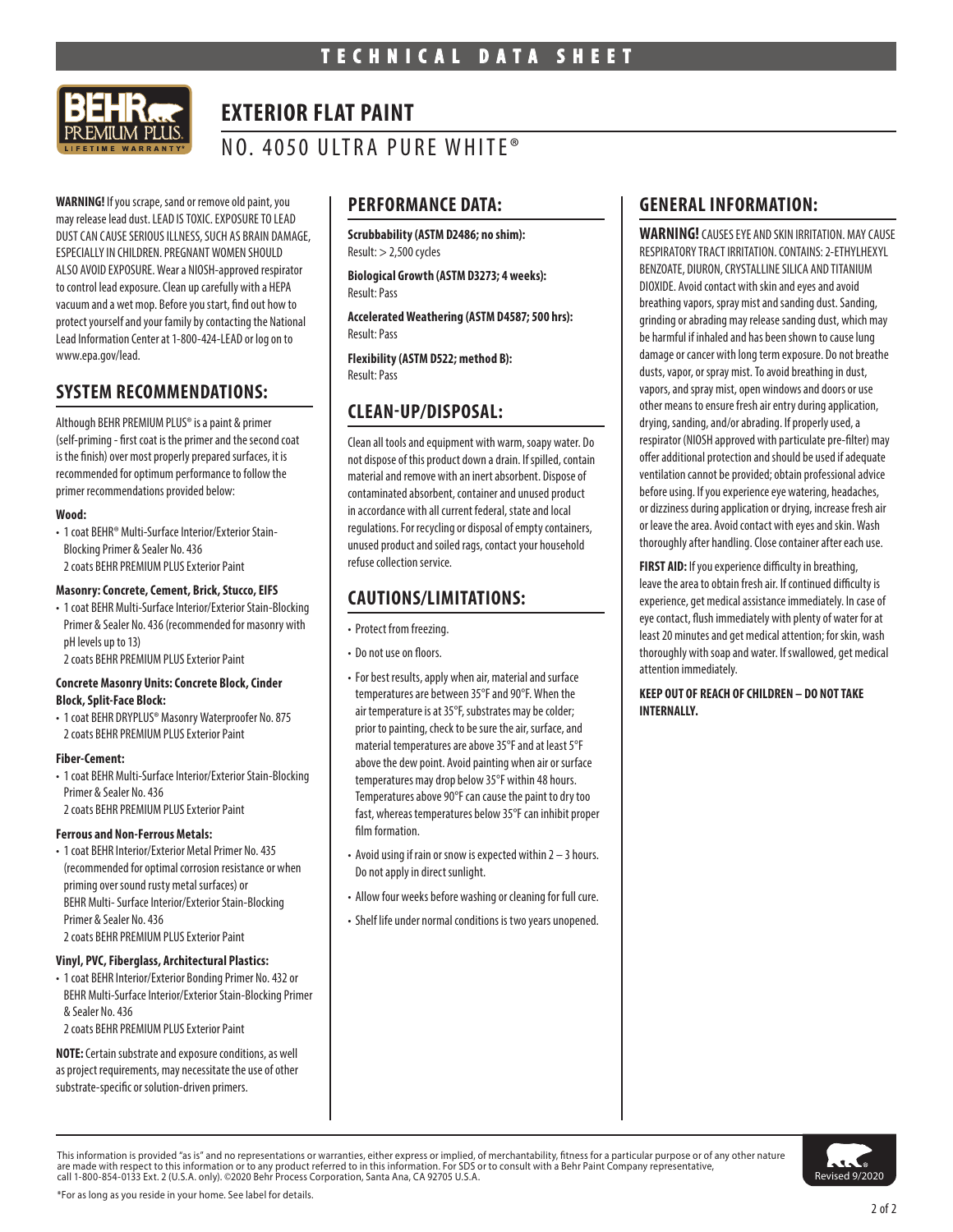# EXTERIOR FLAT PAINT

## NO. 4050 ULTRA PURE WHITE®

**WARNING!** If you scrape, sand or remove old paint, you may release lead dust. LEAD IS TOXIC. EXPOSURE TO LEAD DUST CAN CAUSE SERIOUS ILLNESS, SUCH AS BRAIN DAMAGE, ESPECIALLY IN CHILDREN. PREGNANT WOMEN SHOULD ALSO AVOID EXPOSURE. Wear a NIOSH-approved respirator to control lead exposure. Clean up carefully with a HEPA vacuum and a wet mop. Before you start, find out how to protect yourself and your family by contacting the National Lead Information Center at 1-800-424-LEAD or log on to www.epa.gov/lead.

## SYSTEM RECOMMENDATIONS:

Although BEHR PREMIUM PLUS® is a paint & primer (self-priming - first coat is the primer and the second coat is the finish) over most properly prepared surfaces, it is recommended for optimum performance to follow the primer recommendations provided below:

**Wood:**

- 1 coat BEHR® Multi-Surface Interior/Exterior Stain-Blocking Primer & Sealer No. 436
  2 coats BEHR PREMIUM PLUS Exterior Paint

**Masonry: Concrete, Cement, Brick, Stucco, EIFS**

- 1 coat BEHR Multi-Surface Interior/Exterior Stain-Blocking Primer & Sealer No. 436 (recommended for masonry with pH levels up to 13)
  2 coats BEHR PREMIUM PLUS Exterior Paint

**Concrete Masonry Units: Concrete Block, Cinder Block, Split-Face Block:**

- 1 coat BEHR DRYPLUS® Masonry Waterproofer No. 875
  2 coats BEHR PREMIUM PLUS Exterior Paint

**Fiber-Cement:**

- 1 coat BEHR Multi-Surface Interior/Exterior Stain-Blocking Primer & Sealer No. 436
  2 coats BEHR PREMIUM PLUS Exterior Paint

**Ferrous and Non-Ferrous Metals:**

- 1 coat BEHR Interior/Exterior Metal Primer No. 435 (recommended for optimal corrosion resistance or when priming over sound rusty metal surfaces) or BEHR Multi- Surface Interior/Exterior Stain-Blocking Primer & Sealer No. 436
  2 coats BEHR PREMIUM PLUS Exterior Paint

**Vinyl, PVC, Fiberglass, Architectural Plastics:**

- 1 coat BEHR Interior/Exterior Bonding Primer No. 432 or BEHR Multi-Surface Interior/Exterior Stain-Blocking Primer & Sealer No. 436
  2 coats BEHR PREMIUM PLUS Exterior Paint

**NOTE:** Certain substrate and exposure conditions, as well as project requirements, may necessitate the use of other substrate-specific or solution-driven primers.

## PERFORMANCE DATA:

**Scrubbability (ASTM D2486; no shim):**
Result: > 2,500 cycles

**Biological Growth (ASTM D3273; 4 weeks):**
Result: Pass

**Accelerated Weathering (ASTM D4587; 500 hrs):**
Result: Pass

**Flexibility (ASTM D522; method B):**
Result: Pass

## CLEAN-UP/DISPOSAL:

Clean all tools and equipment with warm, soapy water. Do not dispose of this product down a drain. If spilled, contain material and remove with an inert absorbent. Dispose of contaminated absorbent, container and unused product in accordance with all current federal, state and local regulations. For recycling or disposal of empty containers, unused product and soiled rags, contact your household refuse collection service.

## CAUTIONS/LIMITATIONS:

- Protect from freezing.
- Do not use on floors.
- For best results, apply when air, material and surface temperatures are between 35°F and 90°F. When the air temperature is at 35°F, substrates may be colder; prior to painting, check to be sure the air, surface, and material temperatures are above 35°F and at least 5°F above the dew point. Avoid painting when air or surface temperatures may drop below 35°F within 48 hours. Temperatures above 90°F can cause the paint to dry too fast, whereas temperatures below 35°F can inhibit proper film formation.
- Avoid using if rain or snow is expected within 2 – 3 hours. Do not apply in direct sunlight.
- Allow four weeks before washing or cleaning for full cure.
- Shelf life under normal conditions is two years unopened.

## GENERAL INFORMATION:

**WARNING!** CAUSES EYE AND SKIN IRRITATION. MAY CAUSE RESPIRATORY TRACT IRRITATION. CONTAINS: 2-ETHYLHEXYL BENZOATE, DIURON, CRYSTALLINE SILICA AND TITANIUM DIOXIDE. Avoid contact with skin and eyes and avoid breathing vapors, spray mist and sanding dust. Sanding, grinding or abrading may release sanding dust, which may be harmful if inhaled and has been shown to cause lung damage or cancer with long term exposure. Do not breathe dusts, vapor, or spray mist. To avoid breathing in dust, vapors, and spray mist, open windows and doors or use other means to ensure fresh air entry during application, drying, sanding, and/or abrading. If properly used, a respirator (NIOSH approved with particulate pre-filter) may offer additional protection and should be used if adequate ventilation cannot be provided; obtain professional advice before using. If you experience eye watering, headaches, or dizziness during application or drying, increase fresh air or leave the area. Avoid contact with eyes and skin. Wash thoroughly after handling. Close container after each use.

**FIRST AID:** If you experience difficulty in breathing, leave the area to obtain fresh air. If continued difficulty is experience, get medical assistance immediately. In case of eye contact, flush immediately with plenty of water for at least 20 minutes and get medical attention; for skin, wash thoroughly with soap and water. If swallowed, get medical attention immediately.

**KEEP OUT OF REACH OF CHILDREN – DO NOT TAKE INTERNALLY.**

This information is provided "as is" and no representations or warranties, either express or implied, of merchantability, fitness for a particular purpose or of any other nature are made with respect to this information or to any product referred to in this information. For SDS or to consult with a Behr Paint Company representative, call 1-800-854-0133 Ext. 2 (U.S.A. only). ©2020 Behr Process Corporation, Santa Ana, CA 92705 U.S.A.

Revised 9/2020

*For as long as you reside in your home. See label for details.